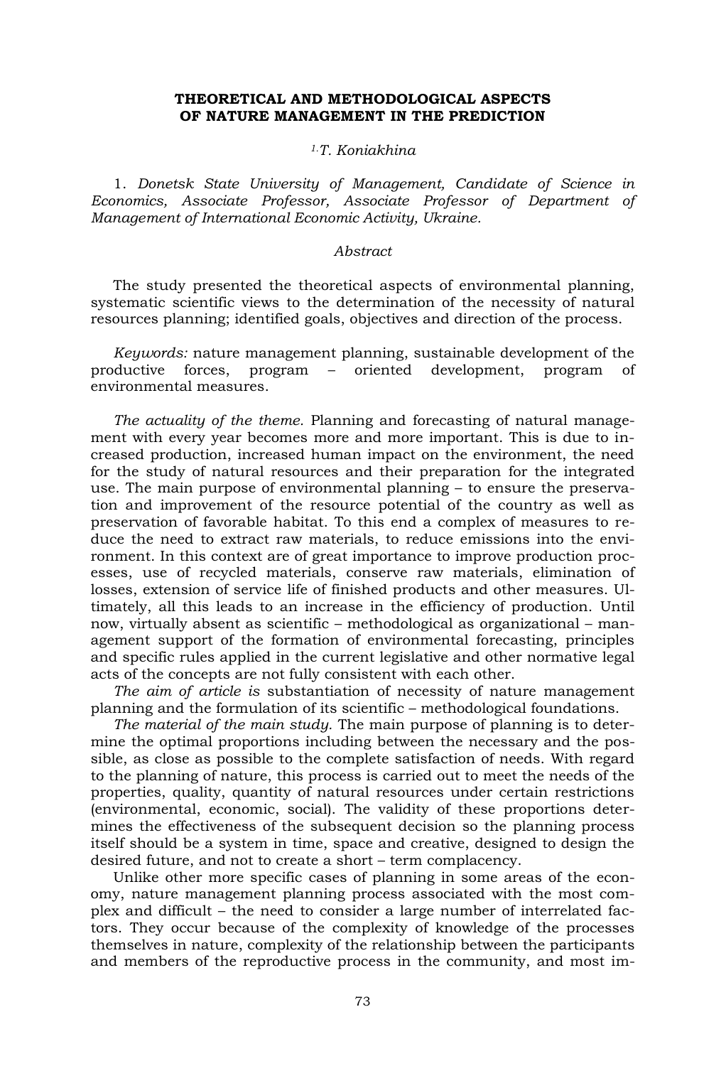# THEORETICAL AND METHODOLOGICAL ASPECTS OF NATURE MANAGEMENT IN THE PREDICTION

*[1.]T. Koniakhina*

1. *Donetsk State University of Management, Candidate of Science in Economics, Associate Professor, Associate Professor of Department of Management of International Economic Activity, Ukraine.*

*Abstract*

The study presented the theoretical aspects of environmental planning, systematic scientific views to the determination of the necessity of natural resources planning; identified goals, objectives and direction of the process.

*Keywords:* nature management planning, sustainable development of the productive forces, program – oriented development, program of environmental measures.

*The actuality of the theme.* Planning and forecasting of natural management with every year becomes more and more important. This is due to increased production, increased human impact on the environment, the need for the study of natural resources and their preparation for the integrated use. The main purpose of environmental planning – to ensure the preservation and improvement of the resource potential of the country as well as preservation of favorable habitat. To this end a complex of measures to reduce the need to extract raw materials, to reduce emissions into the environment. In this context are of great importance to improve production processes, use of recycled materials, conserve raw materials, elimination of losses, extension of service life of finished products and other measures. Ultimately, all this leads to an increase in the efficiency of production. Until now, virtually absent as scientific – methodological as organizational – management support of the formation of environmental forecasting, principles and specific rules applied in the current legislative and other normative legal acts of the concepts are not fully consistent with each other.

*The aim of article is* substantiation of necessity of nature management planning and the formulation of its scientific – methodological foundations.

*The material of the main study.* The main purpose of planning is to determine the optimal proportions including between the necessary and the possible, as close as possible to the complete satisfaction of needs. With regard to the planning of nature, this process is carried out to meet the needs of the properties, quality, quantity of natural resources under certain restrictions (environmental, economic, social). The validity of these proportions determines the effectiveness of the subsequent decision so the planning process itself should be a system in time, space and creative, designed to design the desired future, and not to create a short – term complacency.

Unlike other more specific cases of planning in some areas of the economy, nature management planning process associated with the most complex and difficult – the need to consider a large number of interrelated factors. They occur because of the complexity of knowledge of the processes themselves in nature, complexity of the relationship between the participants and members of the reproductive process in the community, and most im-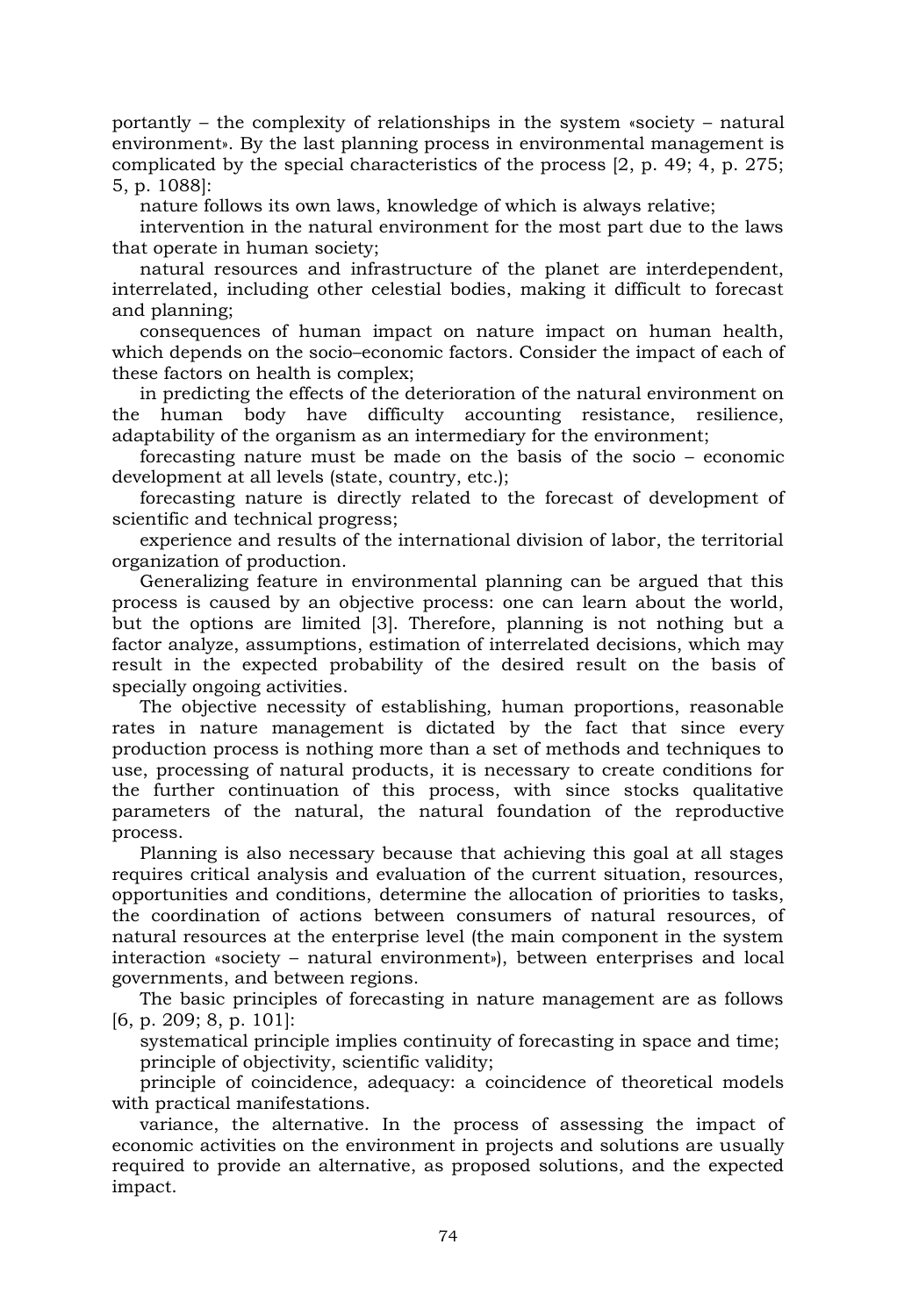portantly – the complexity of relationships in the system «society – natural environment». By the last planning process in environmental management is complicated by the special characteristics of the process [2, p. 49; 4, p. 275; 5, p. 1088]:

nature follows its own laws, knowledge of which is always relative;

intervention in the natural environment for the most part due to the laws that operate in human society;

natural resources and infrastructure of the planet are interdependent, interrelated, including other celestial bodies, making it difficult to forecast and planning;

consequences of human impact on nature impact on human health, which depends on the socio–economic factors. Consider the impact of each of these factors on health is complex;

in predicting the effects of the deterioration of the natural environment on the human body have difficulty accounting resistance, resilience, adaptability of the organism as an intermediary for the environment;

forecasting nature must be made on the basis of the socio – economic development at all levels (state, country, etc.);

forecasting nature is directly related to the forecast of development of scientific and technical progress;

experience and results of the international division of labor, the territorial organization of production.

Generalizing feature in environmental planning can be argued that this process is caused by an objective process: one can learn about the world, but the options are limited [3]. Therefore, planning is not nothing but a factor analyze, assumptions, estimation of interrelated decisions, which may result in the expected probability of the desired result on the basis of specially ongoing activities.

The objective necessity of establishing, human proportions, reasonable rates in nature management is dictated by the fact that since every production process is nothing more than a set of methods and techniques to use, processing of natural products, it is necessary to create conditions for the further continuation of this process, with since stocks qualitative parameters of the natural, the natural foundation of the reproductive process.

Planning is also necessary because that achieving this goal at all stages requires critical analysis and evaluation of the current situation, resources, opportunities and conditions, determine the allocation of priorities to tasks, the coordination of actions between consumers of natural resources, of natural resources at the enterprise level (the main component in the system interaction «society – natural environment»), between enterprises and local governments, and between regions.

The basic principles of forecasting in nature management are as follows [6, p. 209; 8, p. 101]:

systematical principle implies continuity of forecasting in space and time;

principle of objectivity, scientific validity;

principle of coincidence, adequacy: a coincidence of theoretical models with practical manifestations.

variance, the alternative. In the process of assessing the impact of economic activities on the environment in projects and solutions are usually required to provide an alternative, as proposed solutions, and the expected impact.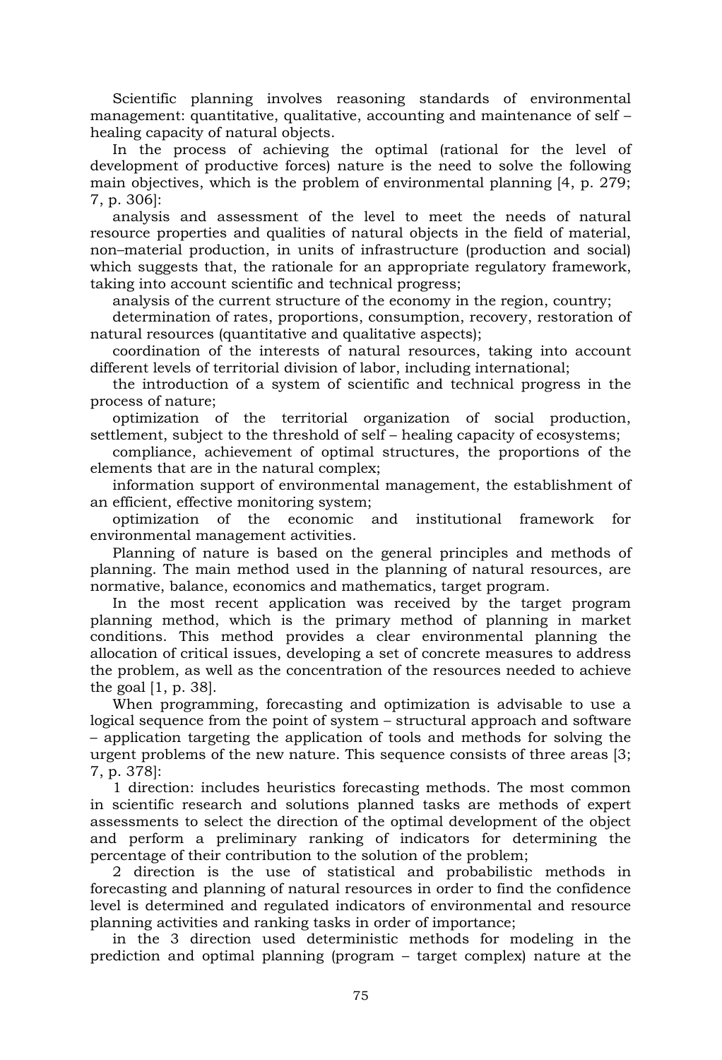Scientific planning involves reasoning standards of environmental management: quantitative, qualitative, accounting and maintenance of self – healing capacity of natural objects.

In the process of achieving the optimal (rational for the level of development of productive forces) nature is the need to solve the following main objectives, which is the problem of environmental planning [4, p. 279; 7, p. 306]:

analysis and assessment of the level to meet the needs of natural resource properties and qualities of natural objects in the field of material, non–material production, in units of infrastructure (production and social) which suggests that, the rationale for an appropriate regulatory framework, taking into account scientific and technical progress;

analysis of the current structure of the economy in the region, country;

determination of rates, proportions, consumption, recovery, restoration of natural resources (quantitative and qualitative aspects);

coordination of the interests of natural resources, taking into account different levels of territorial division of labor, including international;

the introduction of a system of scientific and technical progress in the process of nature;

optimization of the territorial organization of social production, settlement, subject to the threshold of self – healing capacity of ecosystems;

compliance, achievement of optimal structures, the proportions of the elements that are in the natural complex;

information support of environmental management, the establishment of an efficient, effective monitoring system;

optimization of the economic and institutional framework for environmental management activities.

Planning of nature is based on the general principles and methods of planning. The main method used in the planning of natural resources, are normative, balance, economics and mathematics, target program.

In the most recent application was received by the target program planning method, which is the primary method of planning in market conditions. This method provides a clear environmental planning the allocation of critical issues, developing a set of concrete measures to address the problem, as well as the concentration of the resources needed to achieve the goal [1, p. 38].

When programming, forecasting and optimization is advisable to use a logical sequence from the point of system – structural approach and software – application targeting the application of tools and methods for solving the urgent problems of the new nature. This sequence consists of three areas [3; 7, p. 378]:

1 direction: includes heuristics forecasting methods. The most common in scientific research and solutions planned tasks are methods of expert assessments to select the direction of the optimal development of the object and perform a preliminary ranking of indicators for determining the percentage of their contribution to the solution of the problem;

2 direction is the use of statistical and probabilistic methods in forecasting and planning of natural resources in order to find the confidence level is determined and regulated indicators of environmental and resource planning activities and ranking tasks in order of importance;

in the 3 direction used deterministic methods for modeling in the prediction and optimal planning (program – target complex) nature at the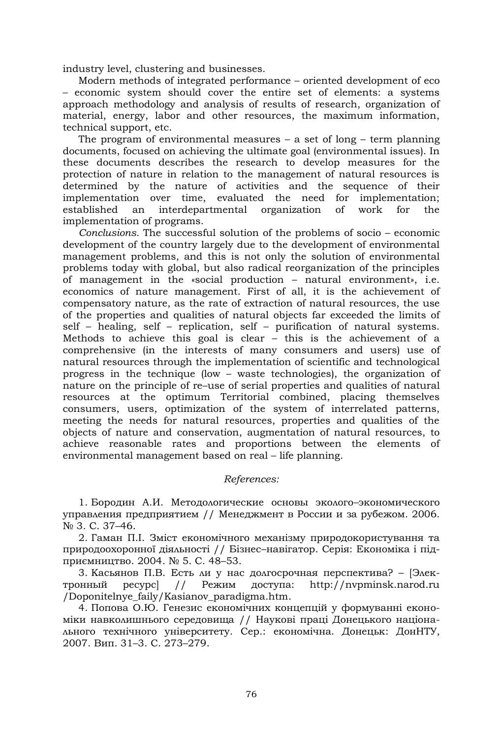industry level, clustering and businesses.

Modern methods of integrated performance – oriented development of eco – economic system should cover the entire set of elements: a systems approach methodology and analysis of results of research, organization of material, energy, labor and other resources, the maximum information, technical support, etc.

The program of environmental measures – a set of long – term planning documents, focused on achieving the ultimate goal (environmental issues). In these documents describes the research to develop measures for the protection of nature in relation to the management of natural resources is determined by the nature of activities and the sequence of their implementation over time, evaluated the need for implementation; established an interdepartmental organization of work for the implementation of programs.

*Conclusions.* The successful solution of the problems of socio – economic development of the country largely due to the development of environmental management problems, and this is not only the solution of environmental problems today with global, but also radical reorganization of the principles of management in the «social production – natural environment», i.e. economics of nature management. First of all, it is the achievement of compensatory nature, as the rate of extraction of natural resources, the use of the properties and qualities of natural objects far exceeded the limits of self – healing, self – replication, self – purification of natural systems. Methods to achieve this goal is clear – this is the achievement of a comprehensive (in the interests of many consumers and users) use of natural resources through the implementation of scientific and technological progress in the technique (low – waste technologies), the organization of nature on the principle of re–use of serial properties and qualities of natural resources at the optimum Territorial combined, placing themselves consumers, users, optimization of the system of interrelated patterns, meeting the needs for natural resources, properties and qualities of the objects of nature and conservation, augmentation of natural resources, to achieve reasonable rates and proportions between the elements of environmental management based on real – life planning.

*References:*

1. Бородин А.И. Методологические основы эколого–экономического управления предприятием // Менеджмент в России и за рубежом. 2006. № 3. С. 37–46.

2. Гаман П.І. Зміст економічного механізму природокористування та природоохоронної діяльності // Бізнес–навігатор. Серія: Економіка і підприємництво. 2004. № 5. С. 48–53.

3. Касьянов П.В. Есть ли у нас долгосрочная перспектива? – [Электронный ресурс] // Режим доступа: http://nvpminsk.narod.ru /Doponitelnye_faily/Kasianov_paradigma.htm.

4. Попова О.Ю. Генезис економічних концепцій у формуванні економіки навколишнього середовища // Наукові праці Донецького національного технічного університету. Сер.: економічна. Донецьк: ДонНТУ, 2007. Вип. 31–3. С. 273–279.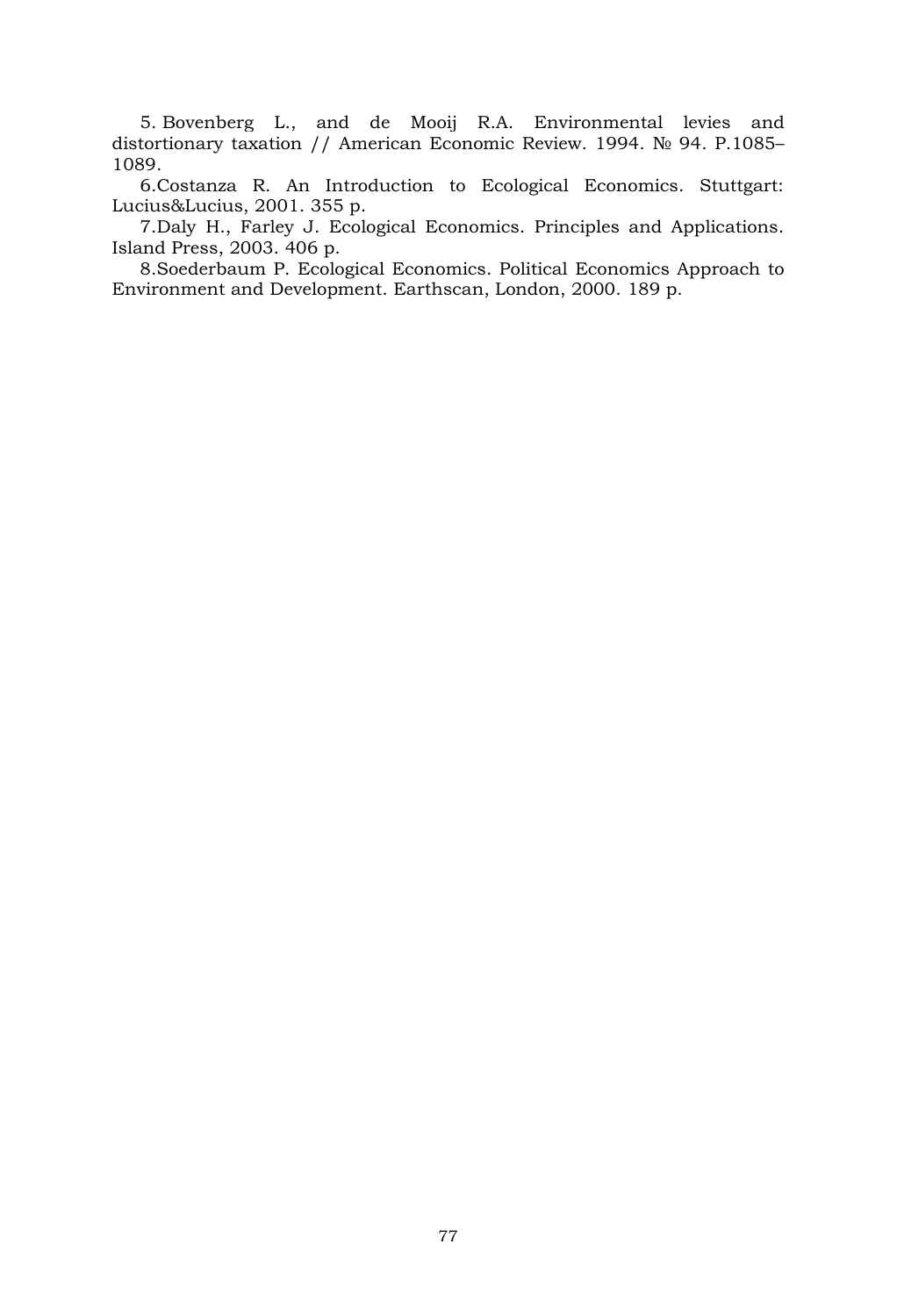5. Bovenberg L., and de Mooij R.A. Environmental levies and distortionary taxation // American Economic Review. 1994. № 94. P.1085–1089.

6.Costanza R. An Introduction to Ecological Economics. Stuttgart: Lucius&Lucius, 2001. 355 p.

7.Daly H., Farley J. Ecological Economics. Principles and Applications. Island Press, 2003. 406 p.

8.Soederbaum P. Ecological Economics. Political Economics Approach to Environment and Development. Earthscan, London, 2000. 189 p.